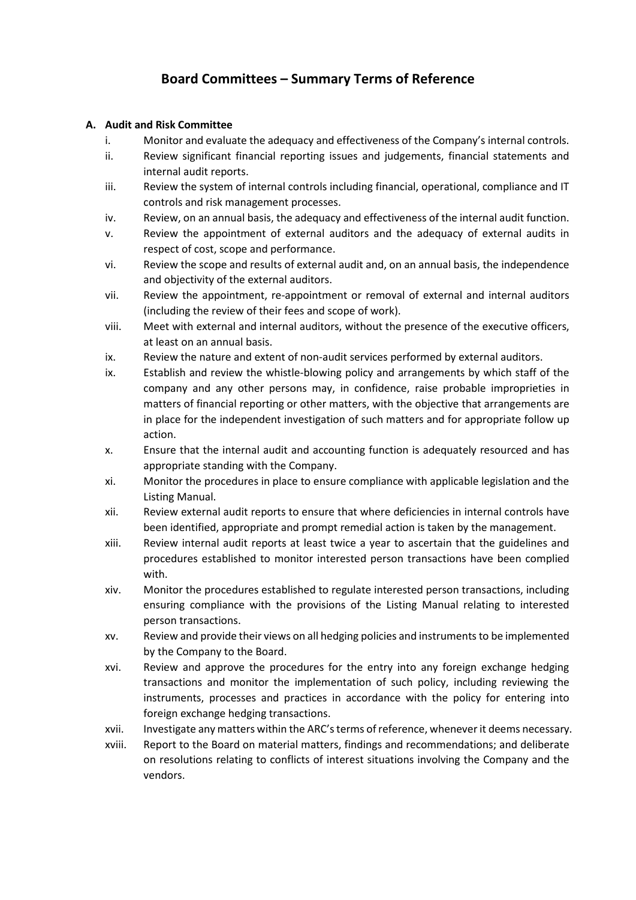# Board Committees – Summary Terms of Reference

## A. Audit and Risk Committee

- i. Monitor and evaluate the adequacy and effectiveness of the Company's internal controls.
- ii. Review significant financial reporting issues and judgements, financial statements and internal audit reports.
- iii. Review the system of internal controls including financial, operational, compliance and IT controls and risk management processes.
- iv. Review, on an annual basis, the adequacy and effectiveness of the internal audit function.
- v. Review the appointment of external auditors and the adequacy of external audits in respect of cost, scope and performance.
- vi. Review the scope and results of external audit and, on an annual basis, the independence and objectivity of the external auditors.
- vii. Review the appointment, re-appointment or removal of external and internal auditors (including the review of their fees and scope of work).
- viii. Meet with external and internal auditors, without the presence of the executive officers, at least on an annual basis.
- ix. Review the nature and extent of non-audit services performed by external auditors.
- ix. Establish and review the whistle-blowing policy and arrangements by which staff of the company and any other persons may, in confidence, raise probable improprieties in matters of financial reporting or other matters, with the objective that arrangements are in place for the independent investigation of such matters and for appropriate follow up action.
- x. Ensure that the internal audit and accounting function is adequately resourced and has appropriate standing with the Company.
- xi. Monitor the procedures in place to ensure compliance with applicable legislation and the Listing Manual.
- xii. Review external audit reports to ensure that where deficiencies in internal controls have been identified, appropriate and prompt remedial action is taken by the management.
- xiii. Review internal audit reports at least twice a year to ascertain that the guidelines and procedures established to monitor interested person transactions have been complied with.
- xiv. Monitor the procedures established to regulate interested person transactions, including ensuring compliance with the provisions of the Listing Manual relating to interested person transactions.
- xv. Review and provide their views on all hedging policies and instruments to be implemented by the Company to the Board.
- xvi. Review and approve the procedures for the entry into any foreign exchange hedging transactions and monitor the implementation of such policy, including reviewing the instruments, processes and practices in accordance with the policy for entering into foreign exchange hedging transactions.
- xvii. Investigate any matters within the ARC's terms of reference, whenever it deems necessary.
- xviii. Report to the Board on material matters, findings and recommendations; and deliberate on resolutions relating to conflicts of interest situations involving the Company and the vendors.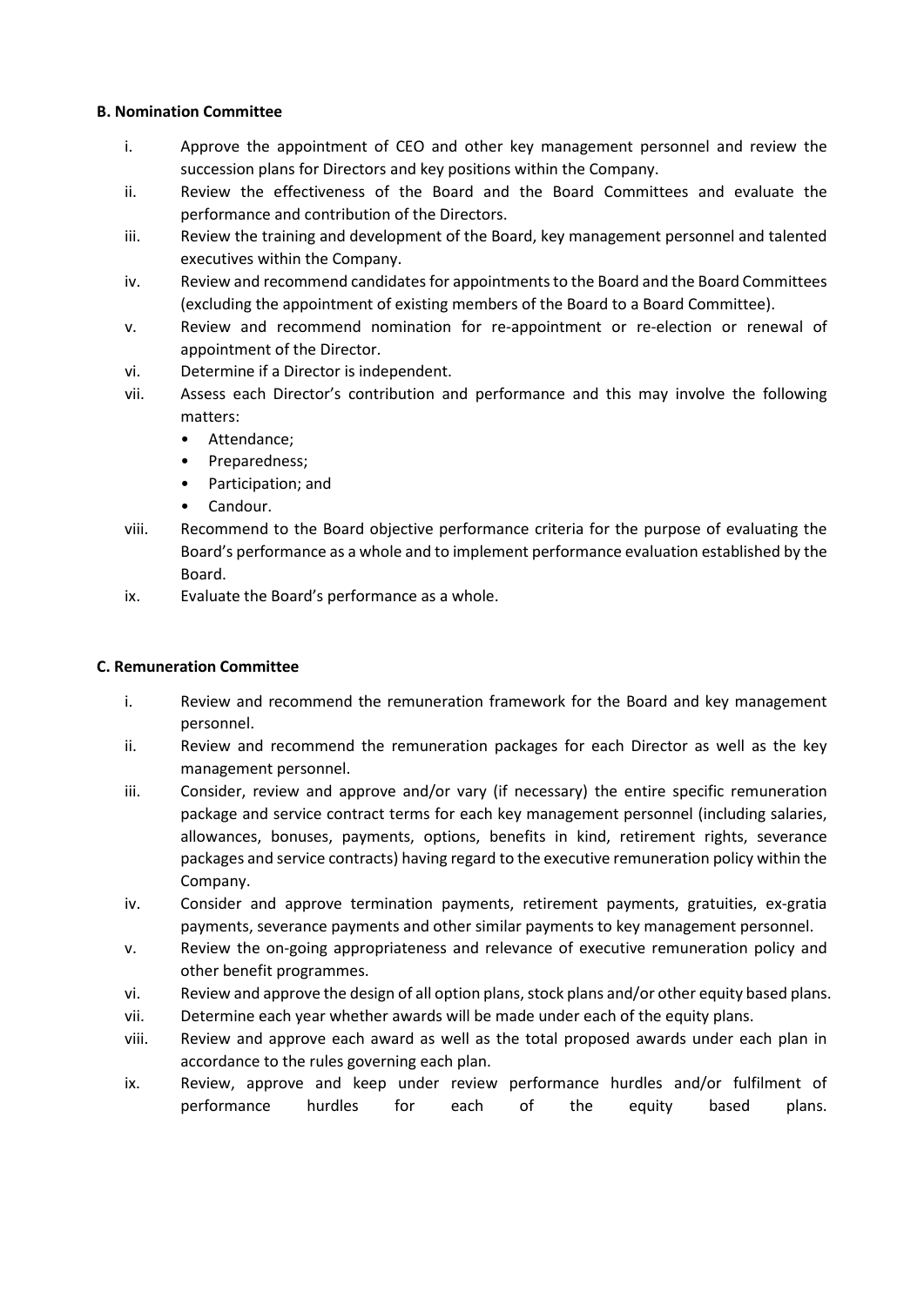**B. Nomination Committee**

i. Approve the appointment of CEO and other key management personnel and review the succession plans for Directors and key positions within the Company.

ii. Review the effectiveness of the Board and the Board Committees and evaluate the performance and contribution of the Directors.

iii. Review the training and development of the Board, key management personnel and talented executives within the Company.

iv. Review and recommend candidates for appointments to the Board and the Board Committees (excluding the appointment of existing members of the Board to a Board Committee).

v. Review and recommend nomination for re-appointment or re-election or renewal of appointment of the Director.

vi. Determine if a Director is independent.

vii. Assess each Director's contribution and performance and this may involve the following matters:
   - Attendance;
   - Preparedness;
   - Participation; and
   - Candour.

viii. Recommend to the Board objective performance criteria for the purpose of evaluating the Board's performance as a whole and to implement performance evaluation established by the Board.

ix. Evaluate the Board's performance as a whole.

**C. Remuneration Committee**

i. Review and recommend the remuneration framework for the Board and key management personnel.

ii. Review and recommend the remuneration packages for each Director as well as the key management personnel.

iii. Consider, review and approve and/or vary (if necessary) the entire specific remuneration package and service contract terms for each key management personnel (including salaries, allowances, bonuses, payments, options, benefits in kind, retirement rights, severance packages and service contracts) having regard to the executive remuneration policy within the Company.

iv. Consider and approve termination payments, retirement payments, gratuities, ex-gratia payments, severance payments and other similar payments to key management personnel.

v. Review the on-going appropriateness and relevance of executive remuneration policy and other benefit programmes.

vi. Review and approve the design of all option plans, stock plans and/or other equity based plans.

vii. Determine each year whether awards will be made under each of the equity plans.

viii. Review and approve each award as well as the total proposed awards under each plan in accordance to the rules governing each plan.

ix. Review, approve and keep under review performance hurdles and/or fulfilment of performance hurdles for each of the equity based plans.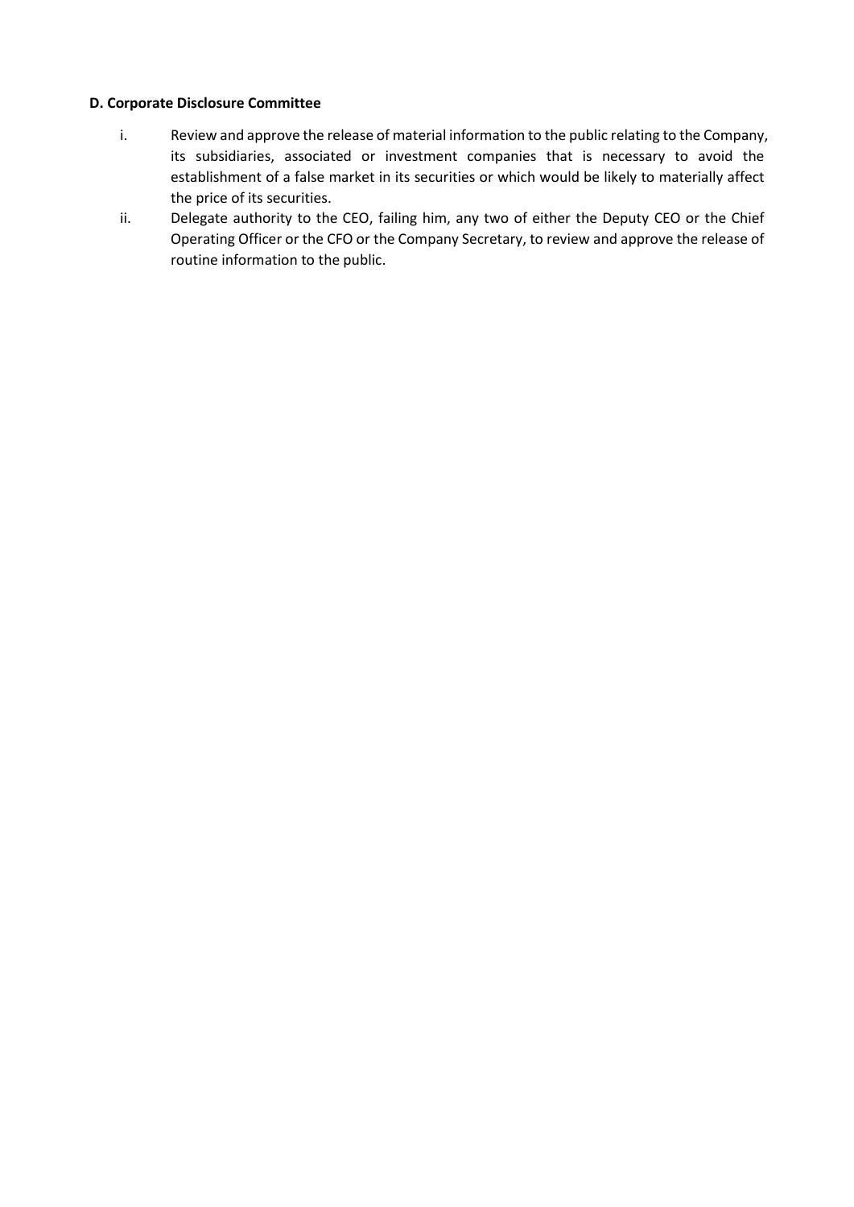**D. Corporate Disclosure Committee**

i. Review and approve the release of material information to the public relating to the Company, its subsidiaries, associated or investment companies that is necessary to avoid the establishment of a false market in its securities or which would be likely to materially affect the price of its securities.

ii. Delegate authority to the CEO, failing him, any two of either the Deputy CEO or the Chief Operating Officer or the CFO or the Company Secretary, to review and approve the release of routine information to the public.